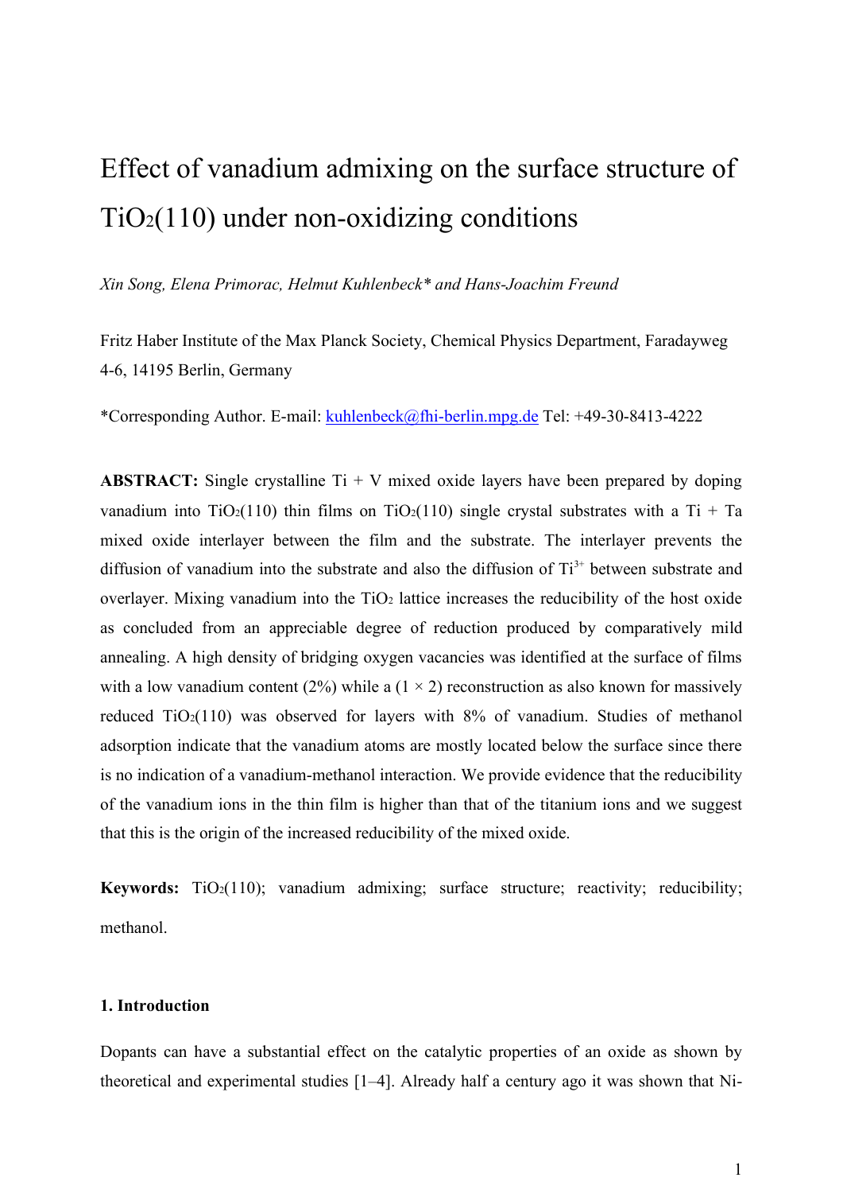# Effect of vanadium admixing on the surface structure of $TiO_2$(110) under non-oxidizing conditions

*Xin Song, Elena Primorac, Helmut Kuhlenbeck\* and Hans-Joachim Freund*

Fritz Haber Institute of the Max Planck Society, Chemical Physics Department, Faradayweg 4-6, 14195 Berlin, Germany

\*Corresponding Author. E-mail: kuhlenbeck@fhi-berlin.mpg.de Tel: +49-30-8413-4222

**ABSTRACT:** Single crystalline Ti + V mixed oxide layers have been prepared by doping vanadium into $TiO_2$(110) thin films on $TiO_2$(110) single crystal substrates with a Ti + Ta mixed oxide interlayer between the film and the substrate. The interlayer prevents the diffusion of vanadium into the substrate and also the diffusion of $Ti^{3+}$ between substrate and overlayer. Mixing vanadium into the $TiO_2$ lattice increases the reducibility of the host oxide as concluded from an appreciable degree of reduction produced by comparatively mild annealing. A high density of bridging oxygen vacancies was identified at the surface of films with a low vanadium content (2%) while a $(1 \times 2)$ reconstruction as also known for massively reduced $TiO_2$(110) was observed for layers with 8% of vanadium. Studies of methanol adsorption indicate that the vanadium atoms are mostly located below the surface since there is no indication of a vanadium-methanol interaction. We provide evidence that the reducibility of the vanadium ions in the thin film is higher than that of the titanium ions and we suggest that this is the origin of the increased reducibility of the mixed oxide.

**Keywords:** $TiO_2$(110); vanadium admixing; surface structure; reactivity; reducibility; methanol.

## 1. Introduction

Dopants can have a substantial effect on the catalytic properties of an oxide as shown by theoretical and experimental studies [1–4]. Already half a century ago it was shown that Ni-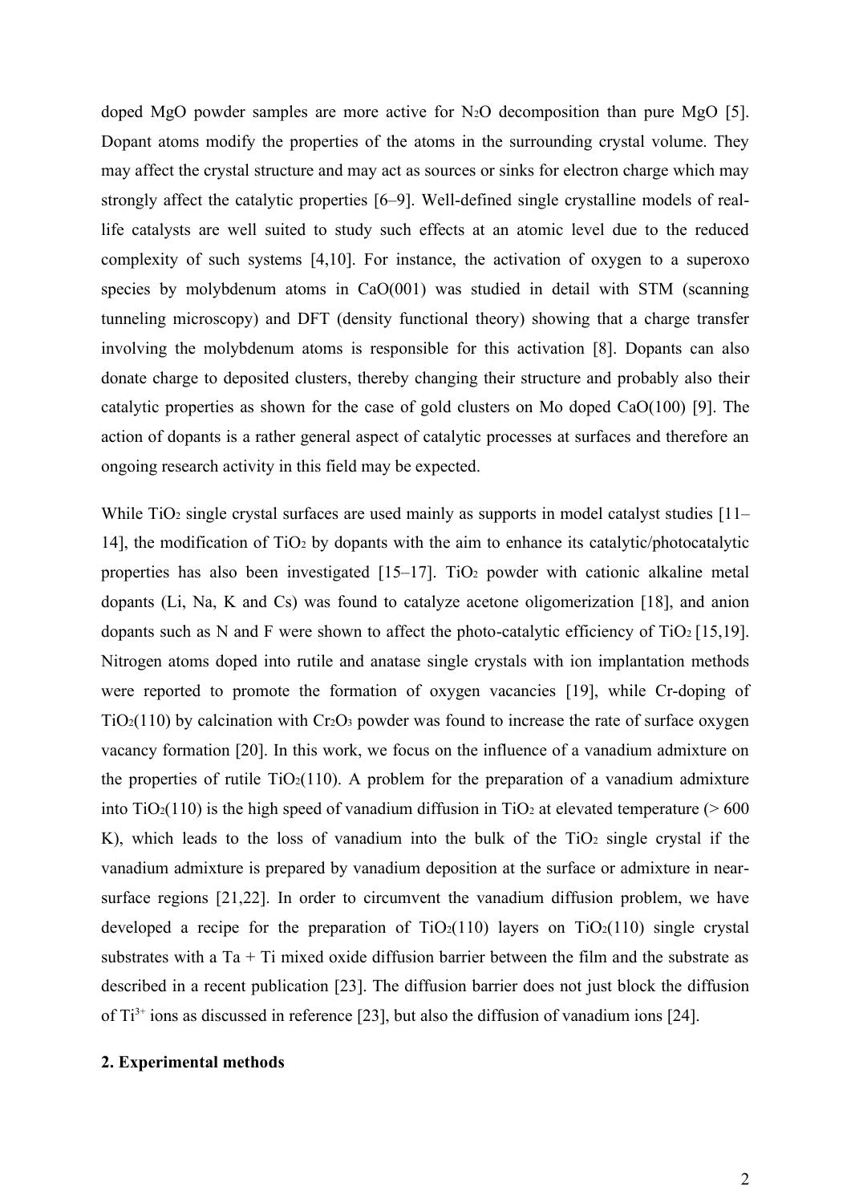doped MgO powder samples are more active for $N_2O$ decomposition than pure MgO [5]. Dopant atoms modify the properties of the atoms in the surrounding crystal volume. They may affect the crystal structure and may act as sources or sinks for electron charge which may strongly affect the catalytic properties [6–9]. Well-defined single crystalline models of real-life catalysts are well suited to study such effects at an atomic level due to the reduced complexity of such systems [4,10]. For instance, the activation of oxygen to a superoxo species by molybdenum atoms in CaO(001) was studied in detail with STM (scanning tunneling microscopy) and DFT (density functional theory) showing that a charge transfer involving the molybdenum atoms is responsible for this activation [8]. Dopants can also donate charge to deposited clusters, thereby changing their structure and probably also their catalytic properties as shown for the case of gold clusters on Mo doped CaO(100) [9]. The action of dopants is a rather general aspect of catalytic processes at surfaces and therefore an ongoing research activity in this field may be expected.

While $TiO_2$ single crystal surfaces are used mainly as supports in model catalyst studies [11–14], the modification of $TiO_2$ by dopants with the aim to enhance its catalytic/photocatalytic properties has also been investigated [15–17]. $TiO_2$ powder with cationic alkaline metal dopants (Li, Na, K and Cs) was found to catalyze acetone oligomerization [18], and anion dopants such as N and F were shown to affect the photo-catalytic efficiency of $TiO_2$ [15,19]. Nitrogen atoms doped into rutile and anatase single crystals with ion implantation methods were reported to promote the formation of oxygen vacancies [19], while Cr-doping of $TiO_2$(110) by calcination with $Cr_2O_3$ powder was found to increase the rate of surface oxygen vacancy formation [20]. In this work, we focus on the influence of a vanadium admixture on the properties of rutile $TiO_2$(110). A problem for the preparation of a vanadium admixture into $TiO_2$(110) is the high speed of vanadium diffusion in $TiO_2$ at elevated temperature (> 600 K), which leads to the loss of vanadium into the bulk of the $TiO_2$ single crystal if the vanadium admixture is prepared by vanadium deposition at the surface or admixture in near-surface regions [21,22]. In order to circumvent the vanadium diffusion problem, we have developed a recipe for the preparation of $TiO_2$(110) layers on $TiO_2$(110) single crystal substrates with a Ta + Ti mixed oxide diffusion barrier between the film and the substrate as described in a recent publication [23]. The diffusion barrier does not just block the diffusion of $Ti^{3+}$ ions as discussed in reference [23], but also the diffusion of vanadium ions [24].

## 2. Experimental methods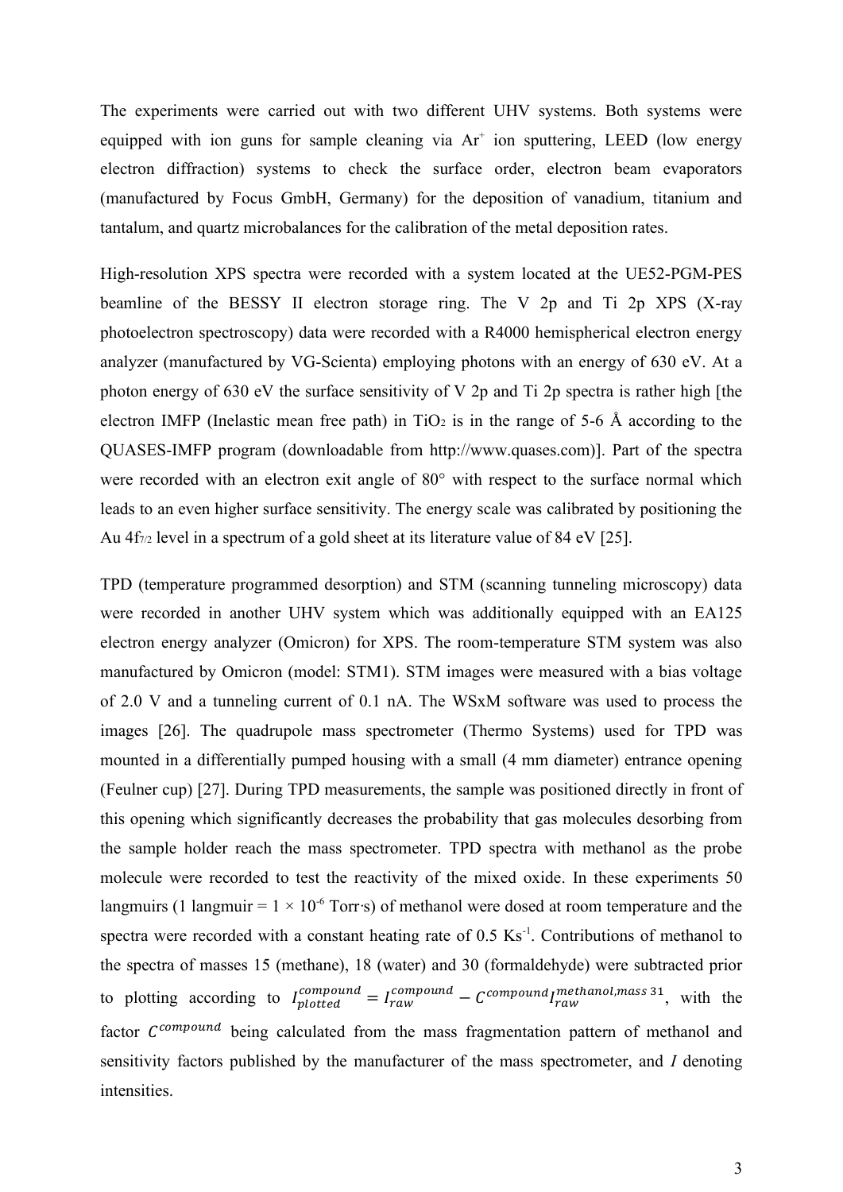The experiments were carried out with two different UHV systems. Both systems were equipped with ion guns for sample cleaning via $Ar^+$ ion sputtering, LEED (low energy electron diffraction) systems to check the surface order, electron beam evaporators (manufactured by Focus GmbH, Germany) for the deposition of vanadium, titanium and tantalum, and quartz microbalances for the calibration of the metal deposition rates.

High-resolution XPS spectra were recorded with a system located at the UE52-PGM-PES beamline of the BESSY II electron storage ring. The V 2p and Ti 2p XPS (X-ray photoelectron spectroscopy) data were recorded with a R4000 hemispherical electron energy analyzer (manufactured by VG-Scienta) employing photons with an energy of 630 eV. At a photon energy of 630 eV the surface sensitivity of V 2p and Ti 2p spectra is rather high [the electron IMFP (Inelastic mean free path) in $TiO_2$ is in the range of 5-6 Å according to the QUASES-IMFP program (downloadable from http://www.quases.com)]. Part of the spectra were recorded with an electron exit angle of 80° with respect to the surface normal which leads to an even higher surface sensitivity. The energy scale was calibrated by positioning the Au $4f_{7/2}$ level in a spectrum of a gold sheet at its literature value of 84 eV [25].

TPD (temperature programmed desorption) and STM (scanning tunneling microscopy) data were recorded in another UHV system which was additionally equipped with an EA125 electron energy analyzer (Omicron) for XPS. The room-temperature STM system was also manufactured by Omicron (model: STM1). STM images were measured with a bias voltage of 2.0 V and a tunneling current of 0.1 nA. The WSxM software was used to process the images [26]. The quadrupole mass spectrometer (Thermo Systems) used for TPD was mounted in a differentially pumped housing with a small (4 mm diameter) entrance opening (Feulner cup) [27]. During TPD measurements, the sample was positioned directly in front of this opening which significantly decreases the probability that gas molecules desorbing from the sample holder reach the mass spectrometer. TPD spectra with methanol as the probe molecule were recorded to test the reactivity of the mixed oxide. In these experiments 50 langmuirs (1 langmuir = $1 \times 10^{-6}$ Torr·s) of methanol were dosed at room temperature and the spectra were recorded with a constant heating rate of 0.5 $Ks^{-1}$. Contributions of methanol to the spectra of masses 15 (methane), 18 (water) and 30 (formaldehyde) were subtracted prior to plotting according to $I_{plotted}^{compound} = I_{raw}^{compound} - C^{compound} I_{raw}^{methanol, mass\ 31}$, with the factor $C^{compound}$ being calculated from the mass fragmentation pattern of methanol and sensitivity factors published by the manufacturer of the mass spectrometer, and $I$ denoting intensities.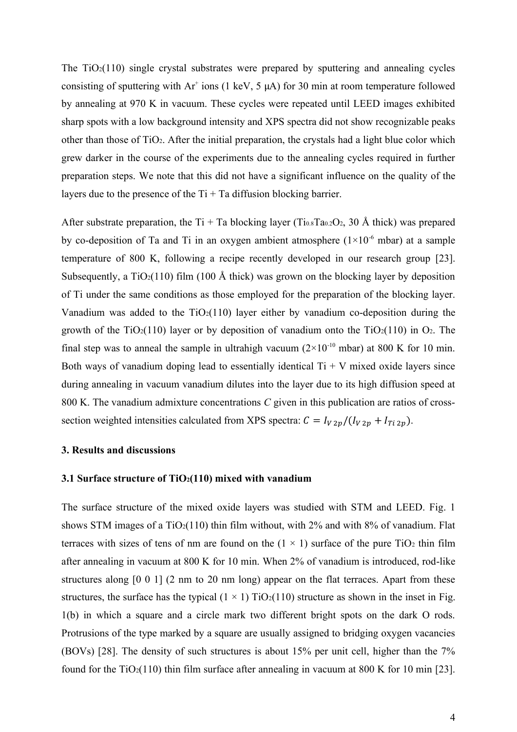The $TiO_2(110)$ single crystal substrates were prepared by sputtering and annealing cycles consisting of sputtering with $Ar^+$ ions (1 keV, 5 μA) for 30 min at room temperature followed by annealing at 970 K in vacuum. These cycles were repeated until LEED images exhibited sharp spots with a low background intensity and XPS spectra did not show recognizable peaks other than those of $TiO_2$. After the initial preparation, the crystals had a light blue color which grew darker in the course of the experiments due to the annealing cycles required in further preparation steps. We note that this did not have a significant influence on the quality of the layers due to the presence of the Ti + Ta diffusion blocking barrier.

After substrate preparation, the Ti + Ta blocking layer ($Ti_{0.8}Ta_{0.2}O_2$, 30 Å thick) was prepared by co-deposition of Ta and Ti in an oxygen ambient atmosphere ($1\times10^{-6}$ mbar) at a sample temperature of 800 K, following a recipe recently developed in our research group [23]. Subsequently, a $TiO_2(110)$ film (100 Å thick) was grown on the blocking layer by deposition of Ti under the same conditions as those employed for the preparation of the blocking layer. Vanadium was added to the $TiO_2(110)$ layer either by vanadium co-deposition during the growth of the $TiO_2(110)$ layer or by deposition of vanadium onto the $TiO_2(110)$ in $O_2$. The final step was to anneal the sample in ultrahigh vacuum ($2\times10^{-10}$ mbar) at 800 K for 10 min. Both ways of vanadium doping lead to essentially identical Ti + V mixed oxide layers since during annealing in vacuum vanadium dilutes into the layer due to its high diffusion speed at 800 K. The vanadium admixture concentrations $C$ given in this publication are ratios of cross-section weighted intensities calculated from XPS spectra: $C = I_{V\,2p}/(I_{V\,2p} + I_{Ti\,2p})$.

### 3. Results and discussions

### 3.1 Surface structure of $TiO_2(110)$ mixed with vanadium

The surface structure of the mixed oxide layers was studied with STM and LEED. Fig. 1 shows STM images of a $TiO_2(110)$ thin film without, with 2% and with 8% of vanadium. Flat terraces with sizes of tens of nm are found on the (1 × 1) surface of the pure $TiO_2$ thin film after annealing in vacuum at 800 K for 10 min. When 2% of vanadium is introduced, rod-like structures along [0 0 1] (2 nm to 20 nm long) appear on the flat terraces. Apart from these structures, the surface has the typical (1 × 1) $TiO_2(110)$ structure as shown in the inset in Fig. 1(b) in which a square and a circle mark two different bright spots on the dark O rods. Protrusions of the type marked by a square are usually assigned to bridging oxygen vacancies (BOVs) [28]. The density of such structures is about 15% per unit cell, higher than the 7% found for the $TiO_2(110)$ thin film surface after annealing in vacuum at 800 K for 10 min [23].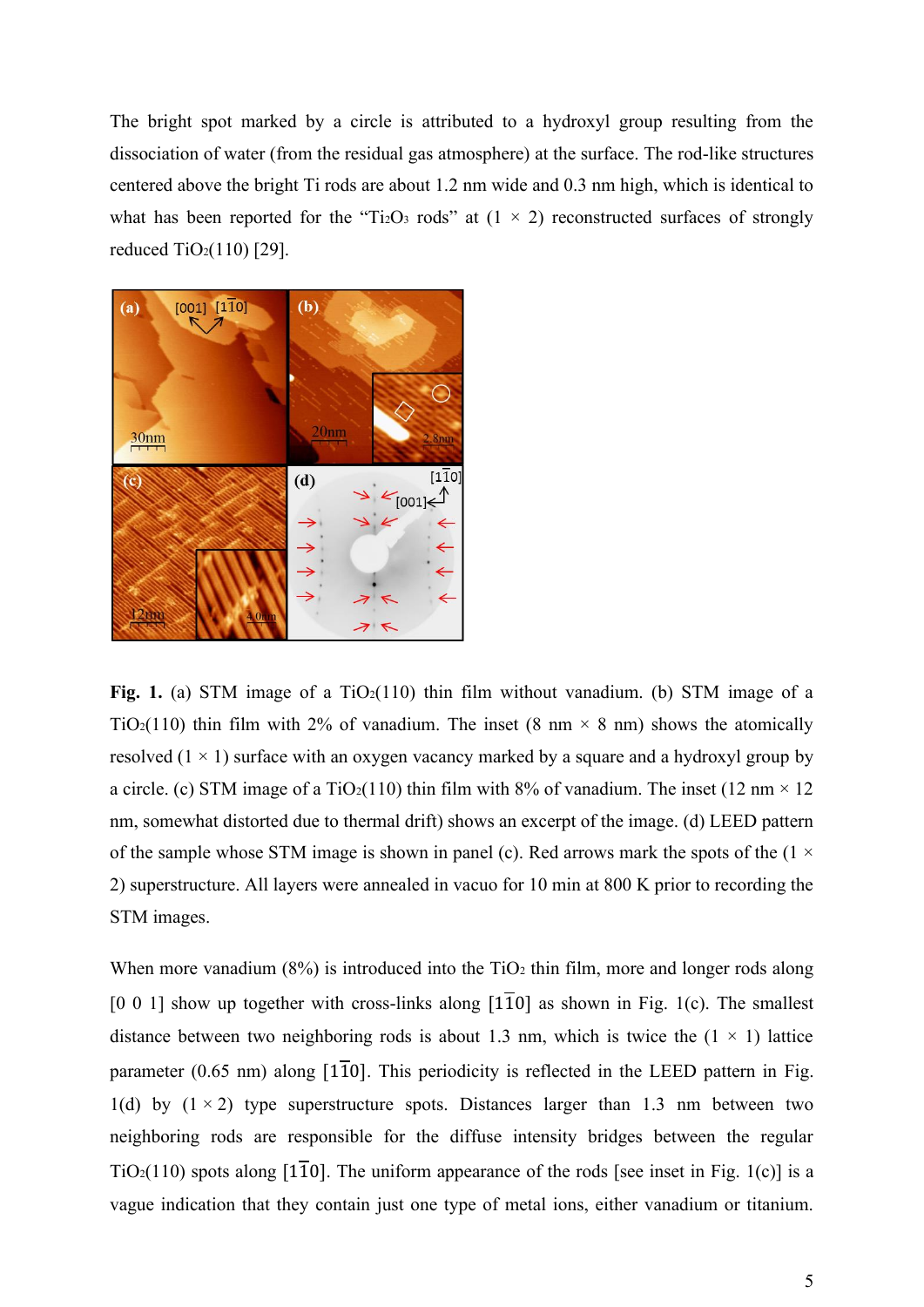The bright spot marked by a circle is attributed to a hydroxyl group resulting from the dissociation of water (from the residual gas atmosphere) at the surface. The rod-like structures centered above the bright Ti rods are about 1.2 nm wide and 0.3 nm high, which is identical to what has been reported for the "$Ti_2O_3$ rods" at (1 × 2) reconstructed surfaces of strongly reduced $TiO_2$(110) [29].

**Fig. 1.** (a) STM image of a $TiO_2$(110) thin film without vanadium. (b) STM image of a $TiO_2$(110) thin film with 2% of vanadium. The inset (8 nm × 8 nm) shows the atomically resolved (1 × 1) surface with an oxygen vacancy marked by a square and a hydroxyl group by a circle. (c) STM image of a $TiO_2$(110) thin film with 8% of vanadium. The inset (12 nm × 12 nm, somewhat distorted due to thermal drift) shows an excerpt of the image. (d) LEED pattern of the sample whose STM image is shown in panel (c). Red arrows mark the spots of the (1 × 2) superstructure. All layers were annealed in vacuo for 10 min at 800 K prior to recording the STM images.

When more vanadium (8%) is introduced into the $TiO_2$ thin film, more and longer rods along [0 0 1] show up together with cross-links along [$1\bar{1}0$] as shown in Fig. 1(c). The smallest distance between two neighboring rods is about 1.3 nm, which is twice the (1 × 1) lattice parameter (0.65 nm) along [$1\bar{1}0$]. This periodicity is reflected in the LEED pattern in Fig. 1(d) by (1 × 2) type superstructure spots. Distances larger than 1.3 nm between two neighboring rods are responsible for the diffuse intensity bridges between the regular $TiO_2$(110) spots along [$1\bar{1}0$]. The uniform appearance of the rods [see inset in Fig. 1(c)] is a vague indication that they contain just one type of metal ions, either vanadium or titanium.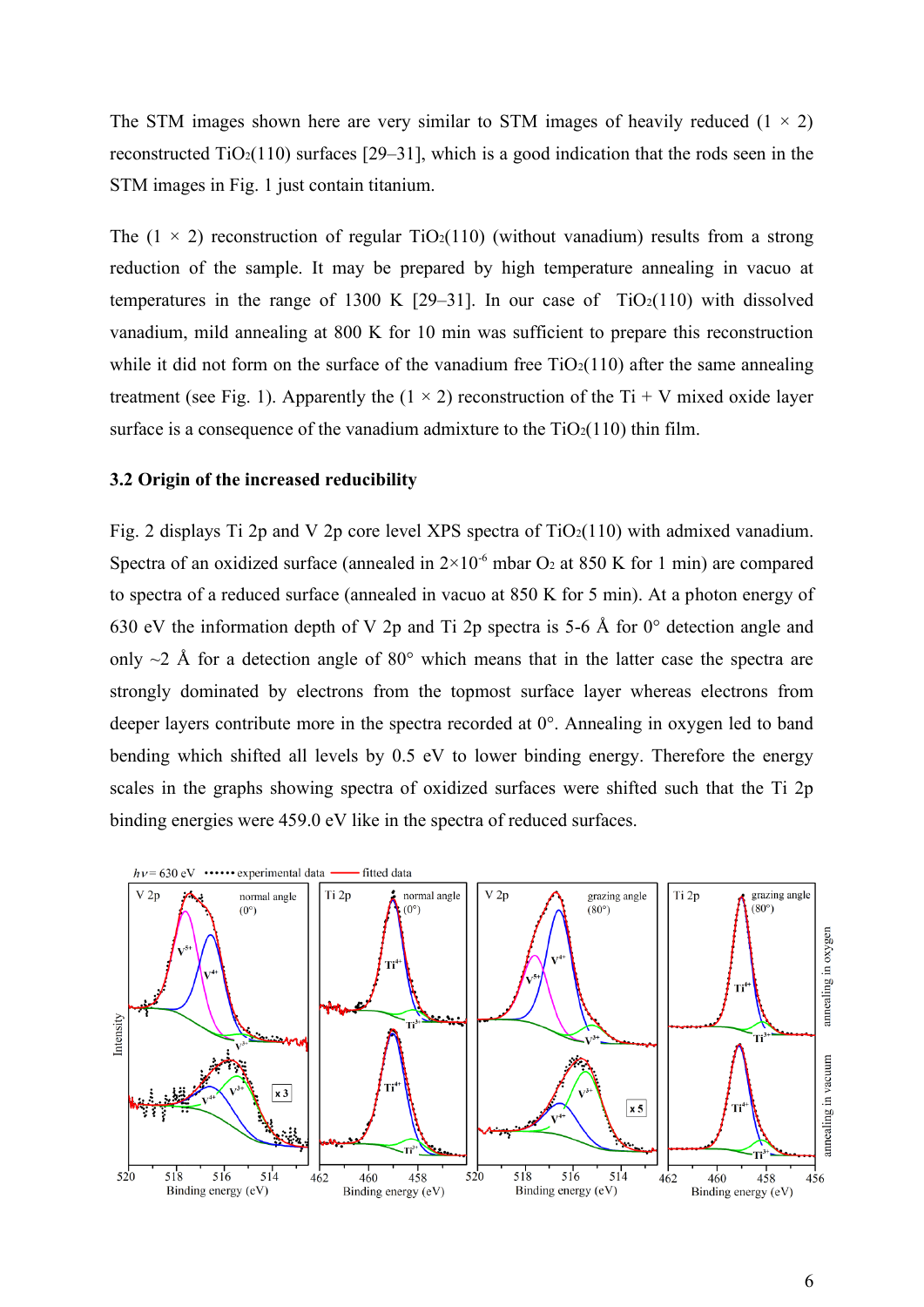The STM images shown here are very similar to STM images of heavily reduced (1 × 2) reconstructed $TiO_2(110)$ surfaces [29–31], which is a good indication that the rods seen in the STM images in Fig. 1 just contain titanium.

The (1 × 2) reconstruction of regular $TiO_2(110)$ (without vanadium) results from a strong reduction of the sample. It may be prepared by high temperature annealing in vacuo at temperatures in the range of 1300 K [29–31]. In our case of $TiO_2(110)$ with dissolved vanadium, mild annealing at 800 K for 10 min was sufficient to prepare this reconstruction while it did not form on the surface of the vanadium free $TiO_2(110)$ after the same annealing treatment (see Fig. 1). Apparently the (1 × 2) reconstruction of the Ti + V mixed oxide layer surface is a consequence of the vanadium admixture to the $TiO_2(110)$ thin film.

### 3.2 Origin of the increased reducibility

Fig. 2 displays Ti 2p and V 2p core level XPS spectra of $TiO_2(110)$ with admixed vanadium. Spectra of an oxidized surface (annealed in $2\times10^{-6}$ mbar $O_2$ at 850 K for 1 min) are compared to spectra of a reduced surface (annealed in vacuo at 850 K for 5 min). At a photon energy of 630 eV the information depth of V 2p and Ti 2p spectra is 5-6 Å for 0° detection angle and only ~2 Å for a detection angle of 80° which means that in the latter case the spectra are strongly dominated by electrons from the topmost surface layer whereas electrons from deeper layers contribute more in the spectra recorded at 0°. Annealing in oxygen led to band bending which shifted all levels by 0.5 eV to lower binding energy. Therefore the energy scales in the graphs showing spectra of oxidized surfaces were shifted such that the Ti 2p binding energies were 459.0 eV like in the spectra of reduced surfaces.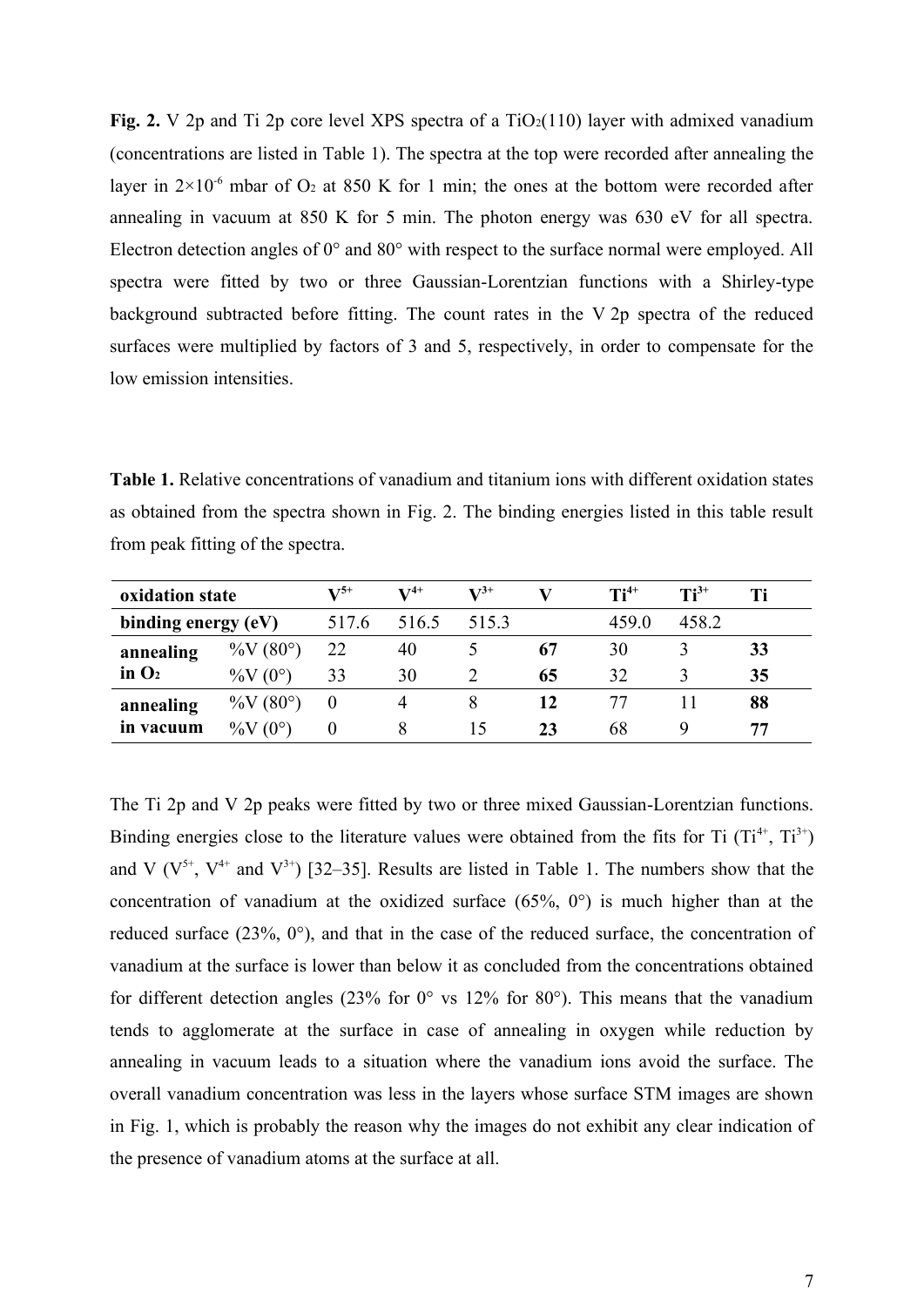**Fig. 2.** V 2p and Ti 2p core level XPS spectra of a $TiO_2$(110) layer with admixed vanadium (concentrations are listed in Table 1). The spectra at the top were recorded after annealing the layer in $2\times10^{-6}$ mbar of $O_2$ at 850 K for 1 min; the ones at the bottom were recorded after annealing in vacuum at 850 K for 5 min. The photon energy was 630 eV for all spectra. Electron detection angles of 0° and 80° with respect to the surface normal were employed. All spectra were fitted by two or three Gaussian-Lorentzian functions with a Shirley-type background subtracted before fitting. The count rates in the V 2p spectra of the reduced surfaces were multiplied by factors of 3 and 5, respectively, in order to compensate for the low emission intensities.

**Table 1.** Relative concentrations of vanadium and titanium ions with different oxidation states as obtained from the spectra shown in Fig. 2. The binding energies listed in this table result from peak fitting of the spectra.

| **oxidation state** | | $V^{5+}$ | $V^{4+}$ | $V^{3+}$ | **V** | $Ti^{4+}$ | $Ti^{3+}$ | **Ti** |
|---|---|---|---|---|---|---|---|---|
| **binding energy (eV)** | | 517.6 | 516.5 | 515.3 | | 459.0 | 458.2 | |
| **annealing in $O_2$** | %V (80°) | 22 | 40 | 5 | **67** | 30 | 3 | **33** |
| | %V (0°) | 33 | 30 | 2 | **65** | 32 | 3 | **35** |
| **annealing in vacuum** | %V (80°) | 0 | 4 | 8 | **12** | 77 | 11 | **88** |
| | %V (0°) | 0 | 8 | 15 | **23** | 68 | 9 | **77** |

The Ti 2p and V 2p peaks were fitted by two or three mixed Gaussian-Lorentzian functions. Binding energies close to the literature values were obtained from the fits for Ti ($Ti^{4+}$, $Ti^{3+}$) and V ($V^{5+}$, $V^{4+}$ and $V^{3+}$) [32–35]. Results are listed in Table 1. The numbers show that the concentration of vanadium at the oxidized surface (65%, 0°) is much higher than at the reduced surface (23%, 0°), and that in the case of the reduced surface, the concentration of vanadium at the surface is lower than below it as concluded from the concentrations obtained for different detection angles (23% for 0° vs 12% for 80°). This means that the vanadium tends to agglomerate at the surface in case of annealing in oxygen while reduction by annealing in vacuum leads to a situation where the vanadium ions avoid the surface. The overall vanadium concentration was less in the layers whose surface STM images are shown in Fig. 1, which is probably the reason why the images do not exhibit any clear indication of the presence of vanadium atoms at the surface at all.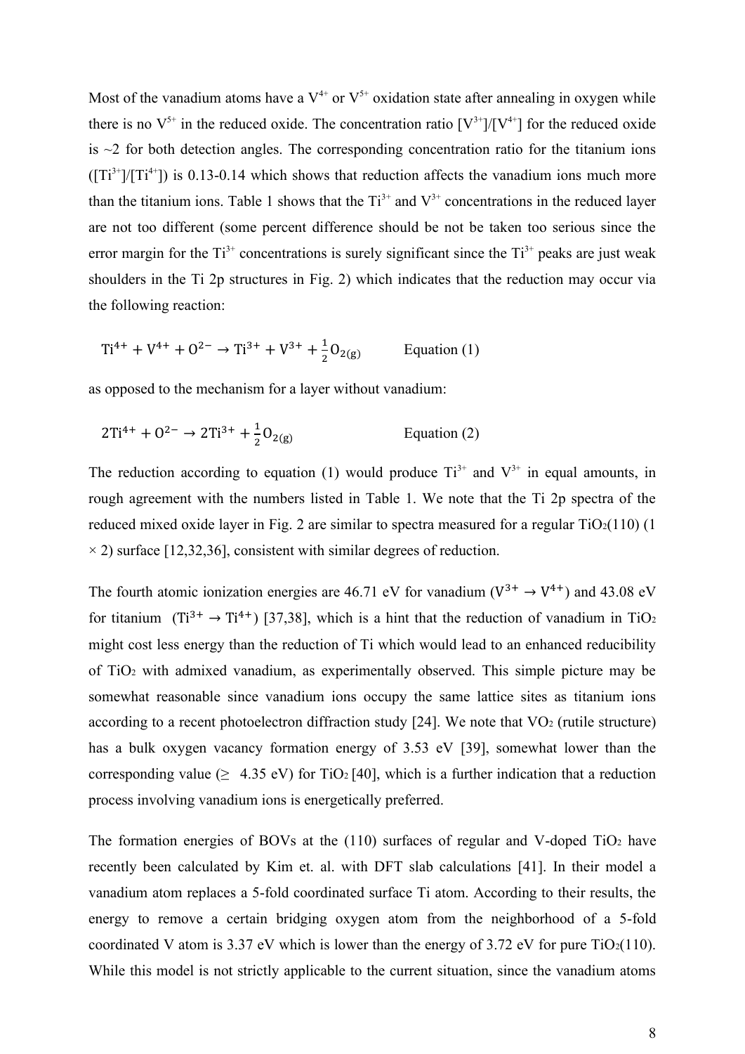Most of the vanadium atoms have a $V^{4+}$ or $V^{5+}$ oxidation state after annealing in oxygen while there is no $V^{5+}$ in the reduced oxide. The concentration ratio $[V^{3+}]/[V^{4+}]$ for the reduced oxide is ~2 for both detection angles. The corresponding concentration ratio for the titanium ions ($[Ti^{3+}]/[Ti^{4+}]$) is 0.13-0.14 which shows that reduction affects the vanadium ions much more than the titanium ions. Table 1 shows that the $Ti^{3+}$ and $V^{3+}$ concentrations in the reduced layer are not too different (some percent difference should be not be taken too serious since the error margin for the $Ti^{3+}$ concentrations is surely significant since the $Ti^{3+}$ peaks are just weak shoulders in the Ti 2p structures in Fig. 2) which indicates that the reduction may occur via the following reaction:

$$\mathrm{Ti^{4+} + V^{4+} + O^{2-} \rightarrow Ti^{3+} + V^{3+} + \frac{1}{2}O_{2(g)}} \qquad \text{Equation (1)}$$

as opposed to the mechanism for a layer without vanadium:

$$\mathrm{2Ti^{4+} + O^{2-} \rightarrow 2Ti^{3+} + \frac{1}{2}O_{2(g)}} \qquad \text{Equation (2)}$$

The reduction according to equation (1) would produce $Ti^{3+}$ and $V^{3+}$ in equal amounts, in rough agreement with the numbers listed in Table 1. We note that the Ti 2p spectra of the reduced mixed oxide layer in Fig. 2 are similar to spectra measured for a regular $TiO_2(110)$ (1 × 2) surface [12,32,36], consistent with similar degrees of reduction.

The fourth atomic ionization energies are 46.71 eV for vanadium ($V^{3+} \rightarrow V^{4+}$) and 43.08 eV for titanium ($Ti^{3+} \rightarrow Ti^{4+}$) [37,38], which is a hint that the reduction of vanadium in $TiO_2$ might cost less energy than the reduction of Ti which would lead to an enhanced reducibility of $TiO_2$ with admixed vanadium, as experimentally observed. This simple picture may be somewhat reasonable since vanadium ions occupy the same lattice sites as titanium ions according to a recent photoelectron diffraction study [24]. We note that $VO_2$ (rutile structure) has a bulk oxygen vacancy formation energy of 3.53 eV [39], somewhat lower than the corresponding value ($\geq$ 4.35 eV) for $TiO_2$ [40], which is a further indication that a reduction process involving vanadium ions is energetically preferred.

The formation energies of BOVs at the (110) surfaces of regular and V-doped $TiO_2$ have recently been calculated by Kim et. al. with DFT slab calculations [41]. In their model a vanadium atom replaces a 5-fold coordinated surface Ti atom. According to their results, the energy to remove a certain bridging oxygen atom from the neighborhood of a 5-fold coordinated V atom is 3.37 eV which is lower than the energy of 3.72 eV for pure $TiO_2(110)$. While this model is not strictly applicable to the current situation, since the vanadium atoms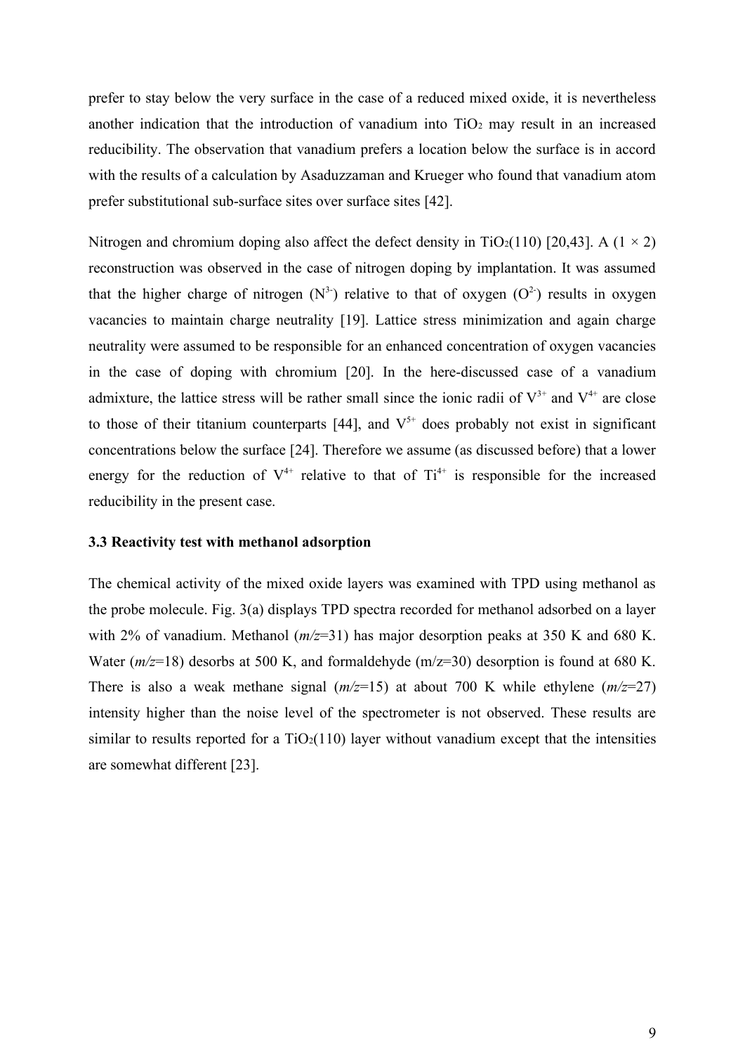prefer to stay below the very surface in the case of a reduced mixed oxide, it is nevertheless another indication that the introduction of vanadium into $TiO_2$ may result in an increased reducibility. The observation that vanadium prefers a location below the surface is in accord with the results of a calculation by Asaduzzaman and Krueger who found that vanadium atom prefer substitutional sub-surface sites over surface sites [42].

Nitrogen and chromium doping also affect the defect density in $TiO_2$(110) [20,43]. A (1 × 2) reconstruction was observed in the case of nitrogen doping by implantation. It was assumed that the higher charge of nitrogen ($N^{3-}$) relative to that of oxygen ($O^{2-}$) results in oxygen vacancies to maintain charge neutrality [19]. Lattice stress minimization and again charge neutrality were assumed to be responsible for an enhanced concentration of oxygen vacancies in the case of doping with chromium [20]. In the here-discussed case of a vanadium admixture, the lattice stress will be rather small since the ionic radii of $V^{3+}$ and $V^{4+}$ are close to those of their titanium counterparts [44], and $V^{5+}$ does probably not exist in significant concentrations below the surface [24]. Therefore we assume (as discussed before) that a lower energy for the reduction of $V^{4+}$ relative to that of $Ti^{4+}$ is responsible for the increased reducibility in the present case.

### 3.3 Reactivity test with methanol adsorption

The chemical activity of the mixed oxide layers was examined with TPD using methanol as the probe molecule. Fig. 3(a) displays TPD spectra recorded for methanol adsorbed on a layer with 2% of vanadium. Methanol (*m/z*=31) has major desorption peaks at 350 K and 680 K. Water (*m/z*=18) desorbs at 500 K, and formaldehyde (m/z=30) desorption is found at 680 K. There is also a weak methane signal (*m/z*=15) at about 700 K while ethylene (*m/z*=27) intensity higher than the noise level of the spectrometer is not observed. These results are similar to results reported for a $TiO_2$(110) layer without vanadium except that the intensities are somewhat different [23].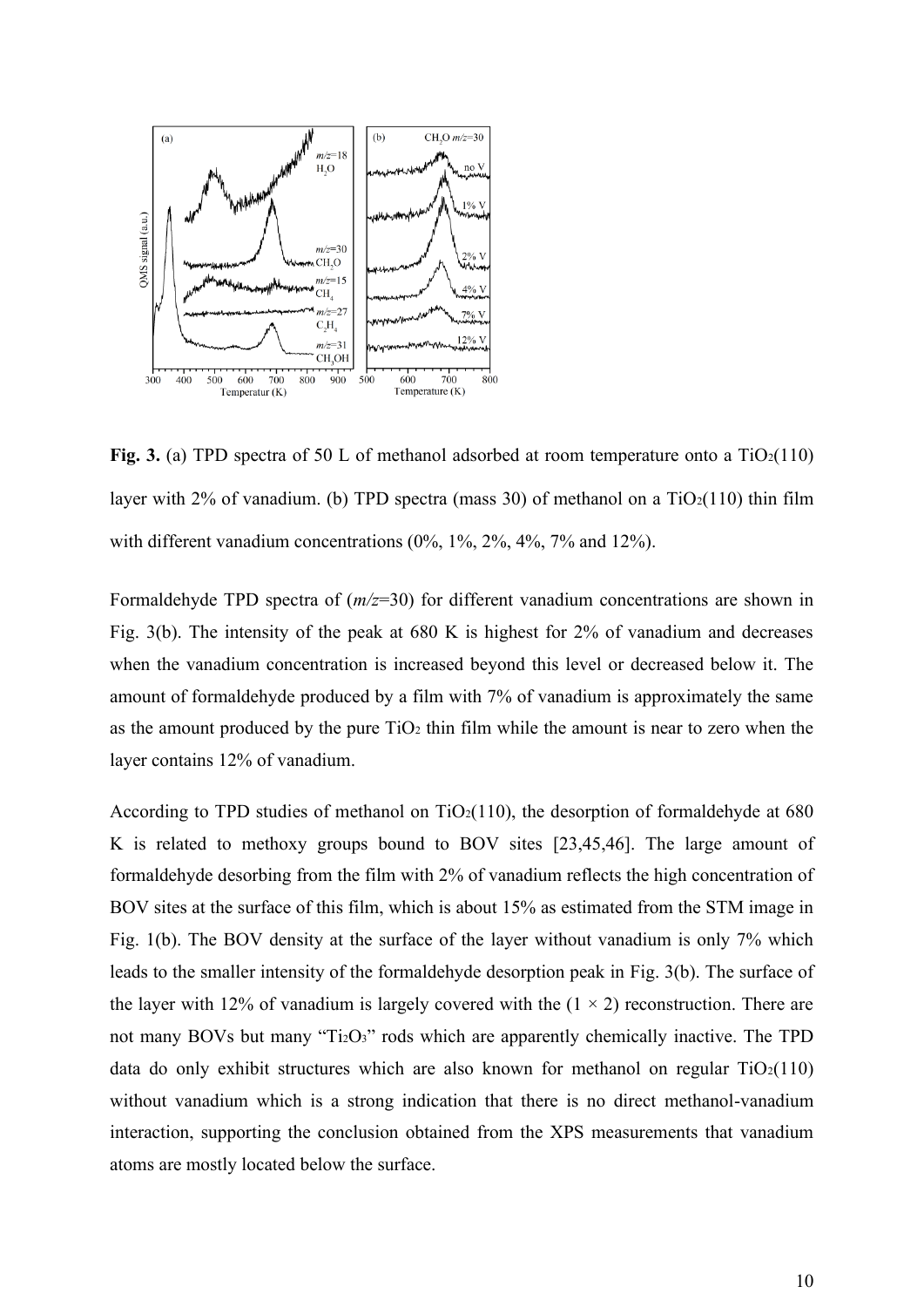**Fig. 3.** (a) TPD spectra of 50 L of methanol adsorbed at room temperature onto a $TiO_2(110)$ layer with 2% of vanadium. (b) TPD spectra (mass 30) of methanol on a $TiO_2(110)$ thin film with different vanadium concentrations (0%, 1%, 2%, 4%, 7% and 12%).

Formaldehyde TPD spectra of (*m/z*=30) for different vanadium concentrations are shown in Fig. 3(b). The intensity of the peak at 680 K is highest for 2% of vanadium and decreases when the vanadium concentration is increased beyond this level or decreased below it. The amount of formaldehyde produced by a film with 7% of vanadium is approximately the same as the amount produced by the pure $TiO_2$ thin film while the amount is near to zero when the layer contains 12% of vanadium.

According to TPD studies of methanol on $TiO_2(110)$, the desorption of formaldehyde at 680 K is related to methoxy groups bound to BOV sites [23,45,46]. The large amount of formaldehyde desorbing from the film with 2% of vanadium reflects the high concentration of BOV sites at the surface of this film, which is about 15% as estimated from the STM image in Fig. 1(b). The BOV density at the surface of the layer without vanadium is only 7% which leads to the smaller intensity of the formaldehyde desorption peak in Fig. 3(b). The surface of the layer with 12% of vanadium is largely covered with the $(1 \times 2)$ reconstruction. There are not many BOVs but many "$Ti_2O_3$" rods which are apparently chemically inactive. The TPD data do only exhibit structures which are also known for methanol on regular $TiO_2(110)$ without vanadium which is a strong indication that there is no direct methanol-vanadium interaction, supporting the conclusion obtained from the XPS measurements that vanadium atoms are mostly located below the surface.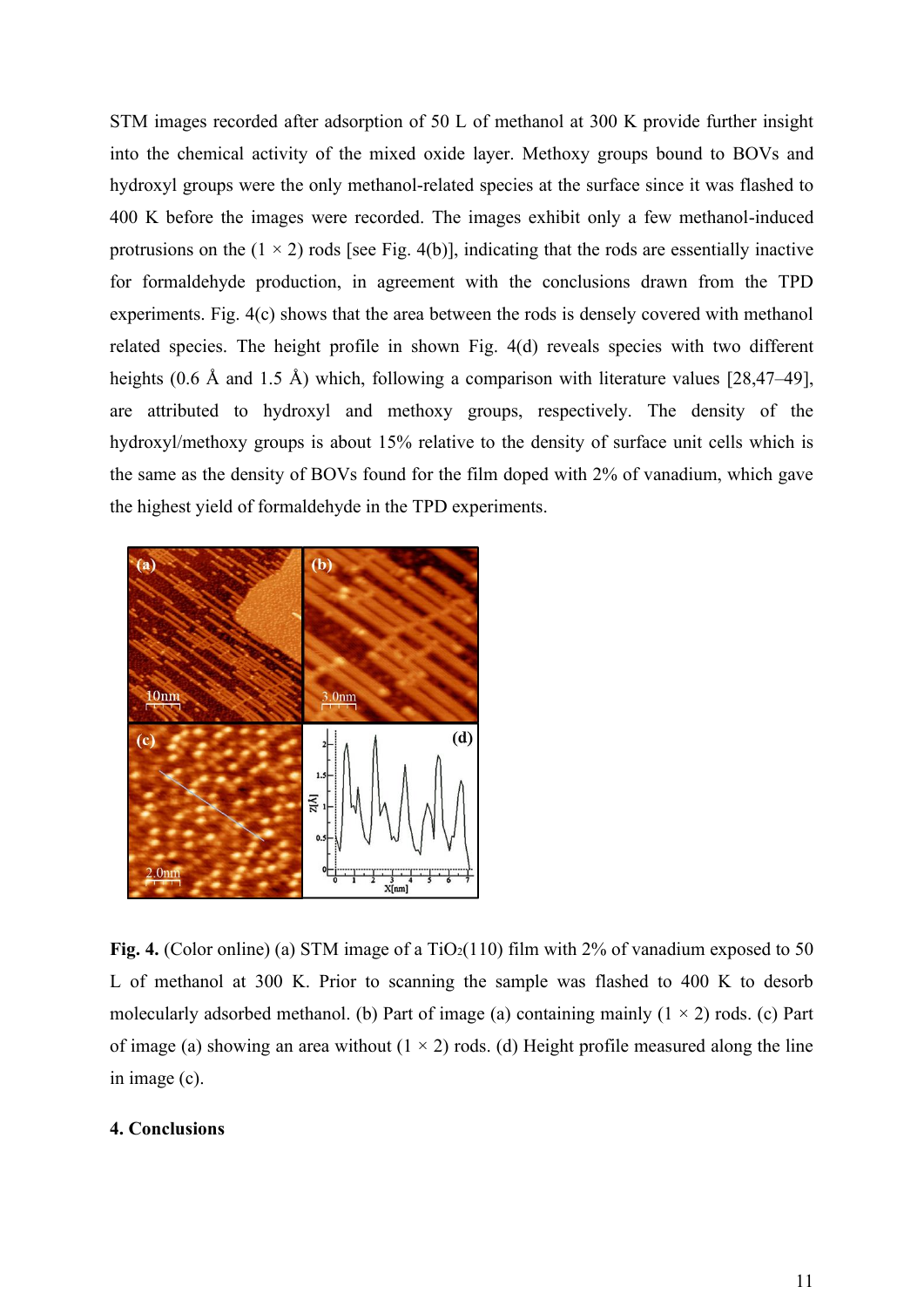STM images recorded after adsorption of 50 L of methanol at 300 K provide further insight into the chemical activity of the mixed oxide layer. Methoxy groups bound to BOVs and hydroxyl groups were the only methanol-related species at the surface since it was flashed to 400 K before the images were recorded. The images exhibit only a few methanol-induced protrusions on the (1 × 2) rods [see Fig. 4(b)], indicating that the rods are essentially inactive for formaldehyde production, in agreement with the conclusions drawn from the TPD experiments. Fig. 4(c) shows that the area between the rods is densely covered with methanol related species. The height profile in shown Fig. 4(d) reveals species with two different heights (0.6 Å and 1.5 Å) which, following a comparison with literature values [28,47–49], are attributed to hydroxyl and methoxy groups, respectively. The density of the hydroxyl/methoxy groups is about 15% relative to the density of surface unit cells which is the same as the density of BOVs found for the film doped with 2% of vanadium, which gave the highest yield of formaldehyde in the TPD experiments.

**Fig. 4.** (Color online) (a) STM image of a $TiO_2(110)$ film with 2% of vanadium exposed to 50 L of methanol at 300 K. Prior to scanning the sample was flashed to 400 K to desorb molecularly adsorbed methanol. (b) Part of image (a) containing mainly (1 × 2) rods. (c) Part of image (a) showing an area without (1 × 2) rods. (d) Height profile measured along the line in image (c).

## 4. Conclusions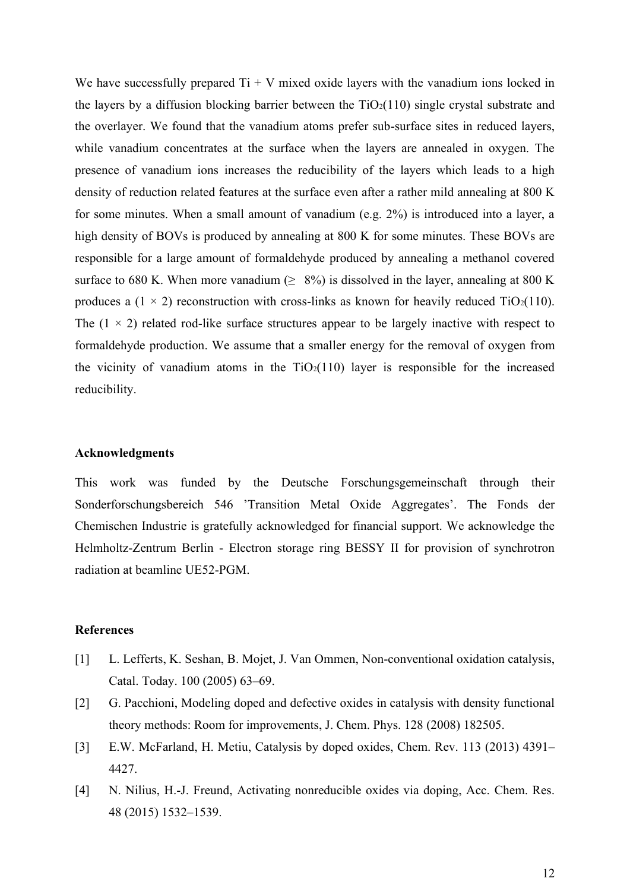We have successfully prepared Ti + V mixed oxide layers with the vanadium ions locked in the layers by a diffusion blocking barrier between the $TiO_2(110)$ single crystal substrate and the overlayer. We found that the vanadium atoms prefer sub-surface sites in reduced layers, while vanadium concentrates at the surface when the layers are annealed in oxygen. The presence of vanadium ions increases the reducibility of the layers which leads to a high density of reduction related features at the surface even after a rather mild annealing at 800 K for some minutes. When a small amount of vanadium (e.g. 2%) is introduced into a layer, a high density of BOVs is produced by annealing at 800 K for some minutes. These BOVs are responsible for a large amount of formaldehyde produced by annealing a methanol covered surface to 680 K. When more vanadium ($\geq$ 8%) is dissolved in the layer, annealing at 800 K produces a $(1 \times 2)$ reconstruction with cross-links as known for heavily reduced $TiO_2(110)$. The $(1 \times 2)$ related rod-like surface structures appear to be largely inactive with respect to formaldehyde production. We assume that a smaller energy for the removal of oxygen from the vicinity of vanadium atoms in the $TiO_2(110)$ layer is responsible for the increased reducibility.

### Acknowledgments

This work was funded by the Deutsche Forschungsgemeinschaft through their Sonderforschungsbereich 546 'Transition Metal Oxide Aggregates'. The Fonds der Chemischen Industrie is gratefully acknowledged for financial support. We acknowledge the Helmholtz-Zentrum Berlin - Electron storage ring BESSY II for provision of synchrotron radiation at beamline UE52-PGM.

### References

[1] L. Lefferts, K. Seshan, B. Mojet, J. Van Ommen, Non-conventional oxidation catalysis, Catal. Today. 100 (2005) 63–69.

[2] G. Pacchioni, Modeling doped and defective oxides in catalysis with density functional theory methods: Room for improvements, J. Chem. Phys. 128 (2008) 182505.

[3] E.W. McFarland, H. Metiu, Catalysis by doped oxides, Chem. Rev. 113 (2013) 4391–4427.

[4] N. Nilius, H.-J. Freund, Activating nonreducible oxides via doping, Acc. Chem. Res. 48 (2015) 1532–1539.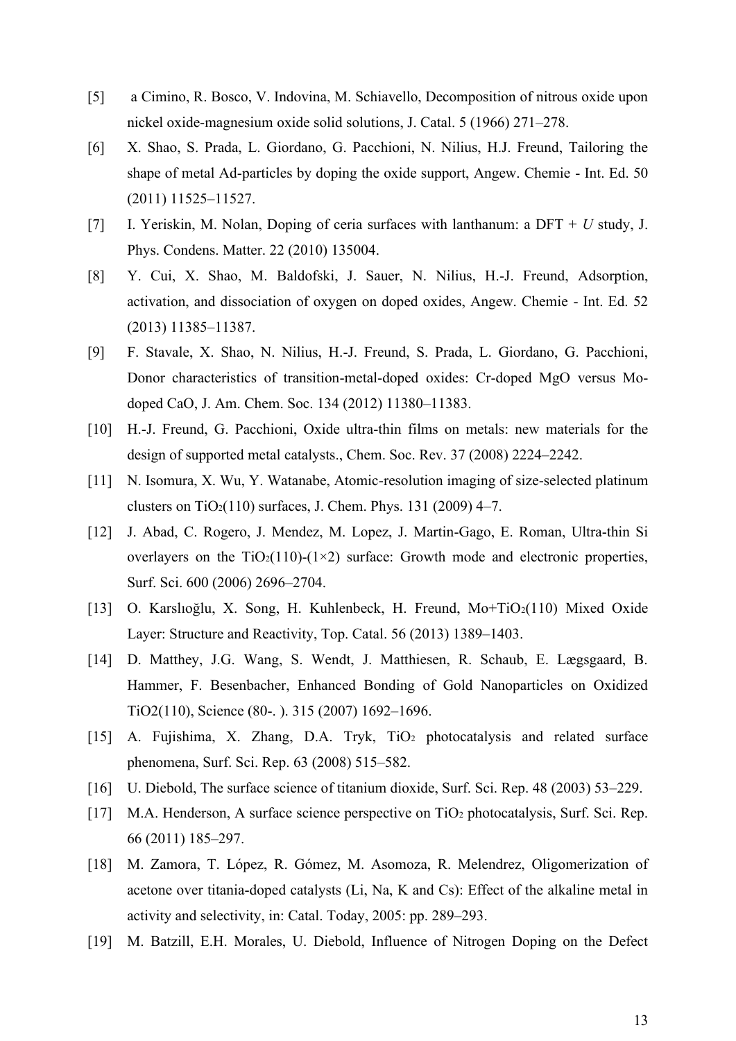[5] a Cimino, R. Bosco, V. Indovina, M. Schiavello, Decomposition of nitrous oxide upon nickel oxide-magnesium oxide solid solutions, J. Catal. 5 (1966) 271–278.

[6] X. Shao, S. Prada, L. Giordano, G. Pacchioni, N. Nilius, H.J. Freund, Tailoring the shape of metal Ad-particles by doping the oxide support, Angew. Chemie - Int. Ed. 50 (2011) 11525–11527.

[7] I. Yeriskin, M. Nolan, Doping of ceria surfaces with lanthanum: a DFT + $U$ study, J. Phys. Condens. Matter. 22 (2010) 135004.

[8] Y. Cui, X. Shao, M. Baldofski, J. Sauer, N. Nilius, H.-J. Freund, Adsorption, activation, and dissociation of oxygen on doped oxides, Angew. Chemie - Int. Ed. 52 (2013) 11385–11387.

[9] F. Stavale, X. Shao, N. Nilius, H.-J. Freund, S. Prada, L. Giordano, G. Pacchioni, Donor characteristics of transition-metal-doped oxides: Cr-doped MgO versus Mo-doped CaO, J. Am. Chem. Soc. 134 (2012) 11380–11383.

[10] H.-J. Freund, G. Pacchioni, Oxide ultra-thin films on metals: new materials for the design of supported metal catalysts., Chem. Soc. Rev. 37 (2008) 2224–2242.

[11] N. Isomura, X. Wu, Y. Watanabe, Atomic-resolution imaging of size-selected platinum clusters on $TiO_2$(110) surfaces, J. Chem. Phys. 131 (2009) 4–7.

[12] J. Abad, C. Rogero, J. Mendez, M. Lopez, J. Martin-Gago, E. Roman, Ultra-thin Si overlayers on the $TiO_2$(110)-(1×2) surface: Growth mode and electronic properties, Surf. Sci. 600 (2006) 2696–2704.

[13] O. Karslıoğlu, X. Song, H. Kuhlenbeck, H. Freund, Mo+$TiO_2$(110) Mixed Oxide Layer: Structure and Reactivity, Top. Catal. 56 (2013) 1389–1403.

[14] D. Matthey, J.G. Wang, S. Wendt, J. Matthiesen, R. Schaub, E. Lægsgaard, B. Hammer, F. Besenbacher, Enhanced Bonding of Gold Nanoparticles on Oxidized TiO2(110), Science (80-. ). 315 (2007) 1692–1696.

[15] A. Fujishima, X. Zhang, D.A. Tryk, $TiO_2$ photocatalysis and related surface phenomena, Surf. Sci. Rep. 63 (2008) 515–582.

[16] U. Diebold, The surface science of titanium dioxide, Surf. Sci. Rep. 48 (2003) 53–229.

[17] M.A. Henderson, A surface science perspective on $TiO_2$ photocatalysis, Surf. Sci. Rep. 66 (2011) 185–297.

[18] M. Zamora, T. López, R. Gómez, M. Asomoza, R. Melendrez, Oligomerization of acetone over titania-doped catalysts (Li, Na, K and Cs): Effect of the alkaline metal in activity and selectivity, in: Catal. Today, 2005: pp. 289–293.

[19] M. Batzill, E.H. Morales, U. Diebold, Influence of Nitrogen Doping on the Defect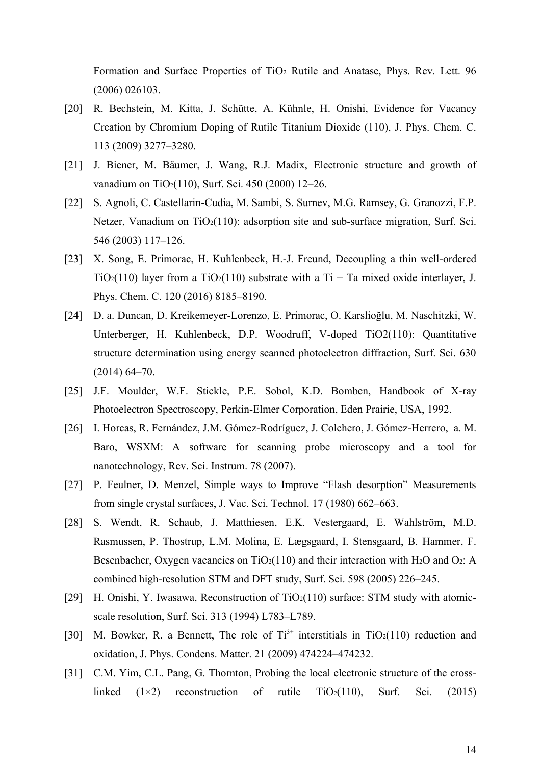Formation and Surface Properties of $TiO_2$ Rutile and Anatase, Phys. Rev. Lett. 96 (2006) 026103.

[20] R. Bechstein, M. Kitta, J. Schütte, A. Kühnle, H. Onishi, Evidence for Vacancy Creation by Chromium Doping of Rutile Titanium Dioxide (110), J. Phys. Chem. C. 113 (2009) 3277–3280.

[21] J. Biener, M. Bäumer, J. Wang, R.J. Madix, Electronic structure and growth of vanadium on $TiO_2$(110), Surf. Sci. 450 (2000) 12–26.

[22] S. Agnoli, C. Castellarin-Cudia, M. Sambi, S. Surnev, M.G. Ramsey, G. Granozzi, F.P. Netzer, Vanadium on $TiO_2$(110): adsorption site and sub-surface migration, Surf. Sci. 546 (2003) 117–126.

[23] X. Song, E. Primorac, H. Kuhlenbeck, H.-J. Freund, Decoupling a thin well-ordered $TiO_2$(110) layer from a $TiO_2$(110) substrate with a Ti + Ta mixed oxide interlayer, J. Phys. Chem. C. 120 (2016) 8185–8190.

[24] D. a. Duncan, D. Kreikemeyer-Lorenzo, E. Primorac, O. Karslioğlu, M. Naschitzki, W. Unterberger, H. Kuhlenbeck, D.P. Woodruff, V-doped TiO2(110): Quantitative structure determination using energy scanned photoelectron diffraction, Surf. Sci. 630 (2014) 64–70.

[25] J.F. Moulder, W.F. Stickle, P.E. Sobol, K.D. Bomben, Handbook of X-ray Photoelectron Spectroscopy, Perkin-Elmer Corporation, Eden Prairie, USA, 1992.

[26] I. Horcas, R. Fernández, J.M. Gómez-Rodríguez, J. Colchero, J. Gómez-Herrero, a. M. Baro, WSXM: A software for scanning probe microscopy and a tool for nanotechnology, Rev. Sci. Instrum. 78 (2007).

[27] P. Feulner, D. Menzel, Simple ways to Improve "Flash desorption" Measurements from single crystal surfaces, J. Vac. Sci. Technol. 17 (1980) 662–663.

[28] S. Wendt, R. Schaub, J. Matthiesen, E.K. Vestergaard, E. Wahlström, M.D. Rasmussen, P. Thostrup, L.M. Molina, E. Lægsgaard, I. Stensgaard, B. Hammer, F. Besenbacher, Oxygen vacancies on $TiO_2$(110) and their interaction with $H_2O$ and $O_2$: A combined high-resolution STM and DFT study, Surf. Sci. 598 (2005) 226–245.

[29] H. Onishi, Y. Iwasawa, Reconstruction of $TiO_2$(110) surface: STM study with atomic-scale resolution, Surf. Sci. 313 (1994) L783–L789.

[30] M. Bowker, R. a Bennett, The role of $Ti^{3+}$ interstitials in $TiO_2$(110) reduction and oxidation, J. Phys. Condens. Matter. 21 (2009) 474224–474232.

[31] C.M. Yim, C.L. Pang, G. Thornton, Probing the local electronic structure of the cross-linked (1×2) reconstruction of rutile $TiO_2$(110), Surf. Sci. (2015)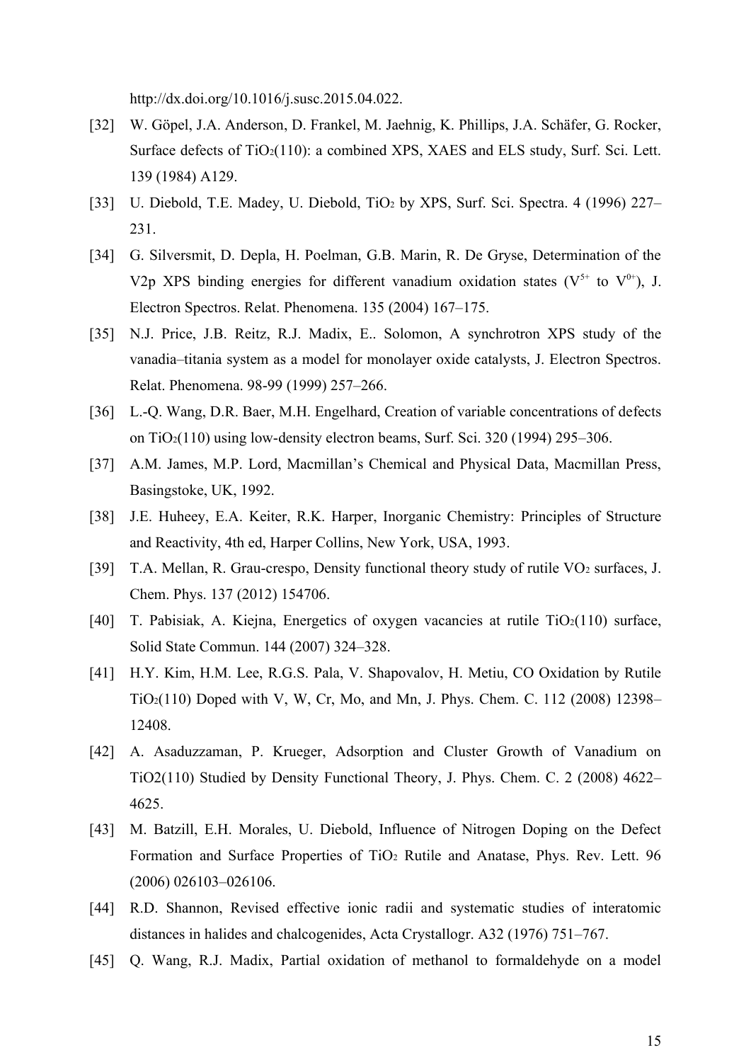http://dx.doi.org/10.1016/j.susc.2015.04.022.

[32] W. Göpel, J.A. Anderson, D. Frankel, M. Jaehnig, K. Phillips, J.A. Schäfer, G. Rocker, Surface defects of $TiO_2$(110): a combined XPS, XAES and ELS study, Surf. Sci. Lett. 139 (1984) A129.

[33] U. Diebold, T.E. Madey, U. Diebold, $TiO_2$ by XPS, Surf. Sci. Spectra. 4 (1996) 227–231.

[34] G. Silversmit, D. Depla, H. Poelman, G.B. Marin, R. De Gryse, Determination of the V2p XPS binding energies for different vanadium oxidation states ($V^{5+}$ to $V^{0+}$), J. Electron Spectros. Relat. Phenomena. 135 (2004) 167–175.

[35] N.J. Price, J.B. Reitz, R.J. Madix, E.. Solomon, A synchrotron XPS study of the vanadia–titania system as a model for monolayer oxide catalysts, J. Electron Spectros. Relat. Phenomena. 98-99 (1999) 257–266.

[36] L.-Q. Wang, D.R. Baer, M.H. Engelhard, Creation of variable concentrations of defects on $TiO_2$(110) using low-density electron beams, Surf. Sci. 320 (1994) 295–306.

[37] A.M. James, M.P. Lord, Macmillan's Chemical and Physical Data, Macmillan Press, Basingstoke, UK, 1992.

[38] J.E. Huheey, E.A. Keiter, R.K. Harper, Inorganic Chemistry: Principles of Structure and Reactivity, 4th ed, Harper Collins, New York, USA, 1993.

[39] T.A. Mellan, R. Grau-crespo, Density functional theory study of rutile $VO_2$ surfaces, J. Chem. Phys. 137 (2012) 154706.

[40] T. Pabisiak, A. Kiejna, Energetics of oxygen vacancies at rutile $TiO_2$(110) surface, Solid State Commun. 144 (2007) 324–328.

[41] H.Y. Kim, H.M. Lee, R.G.S. Pala, V. Shapovalov, H. Metiu, CO Oxidation by Rutile $TiO_2$(110) Doped with V, W, Cr, Mo, and Mn, J. Phys. Chem. C. 112 (2008) 12398–12408.

[42] A. Asaduzzaman, P. Krueger, Adsorption and Cluster Growth of Vanadium on TiO2(110) Studied by Density Functional Theory, J. Phys. Chem. C. 2 (2008) 4622–4625.

[43] M. Batzill, E.H. Morales, U. Diebold, Influence of Nitrogen Doping on the Defect Formation and Surface Properties of $TiO_2$ Rutile and Anatase, Phys. Rev. Lett. 96 (2006) 026103–026106.

[44] R.D. Shannon, Revised effective ionic radii and systematic studies of interatomic distances in halides and chalcogenides, Acta Crystallogr. A32 (1976) 751–767.

[45] Q. Wang, R.J. Madix, Partial oxidation of methanol to formaldehyde on a model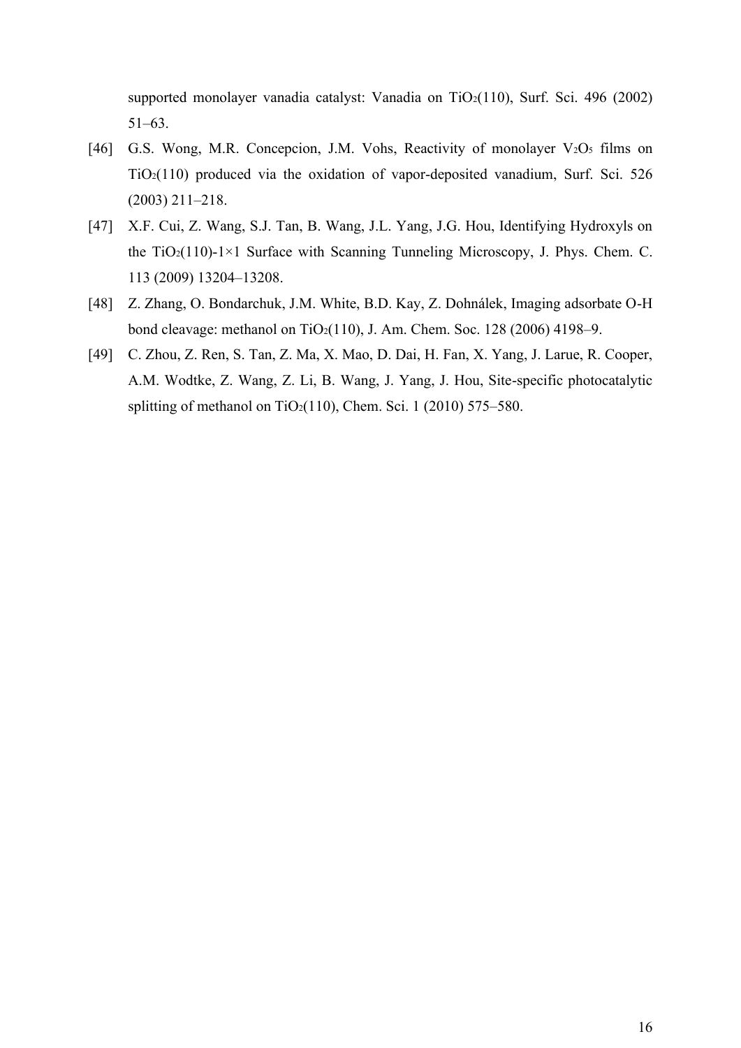supported monolayer vanadia catalyst: Vanadia on $TiO_2$(110), Surf. Sci. 496 (2002) 51–63.

[46] G.S. Wong, M.R. Concepcion, J.M. Vohs, Reactivity of monolayer $V_2O_5$ films on $TiO_2$(110) produced via the oxidation of vapor-deposited vanadium, Surf. Sci. 526 (2003) 211–218.

[47] X.F. Cui, Z. Wang, S.J. Tan, B. Wang, J.L. Yang, J.G. Hou, Identifying Hydroxyls on the $TiO_2$(110)-1×1 Surface with Scanning Tunneling Microscopy, J. Phys. Chem. C. 113 (2009) 13204–13208.

[48] Z. Zhang, O. Bondarchuk, J.M. White, B.D. Kay, Z. Dohnálek, Imaging adsorbate O-H bond cleavage: methanol on $TiO_2$(110), J. Am. Chem. Soc. 128 (2006) 4198–9.

[49] C. Zhou, Z. Ren, S. Tan, Z. Ma, X. Mao, D. Dai, H. Fan, X. Yang, J. Larue, R. Cooper, A.M. Wodtke, Z. Wang, Z. Li, B. Wang, J. Yang, J. Hou, Site-specific photocatalytic splitting of methanol on $TiO_2$(110), Chem. Sci. 1 (2010) 575–580.